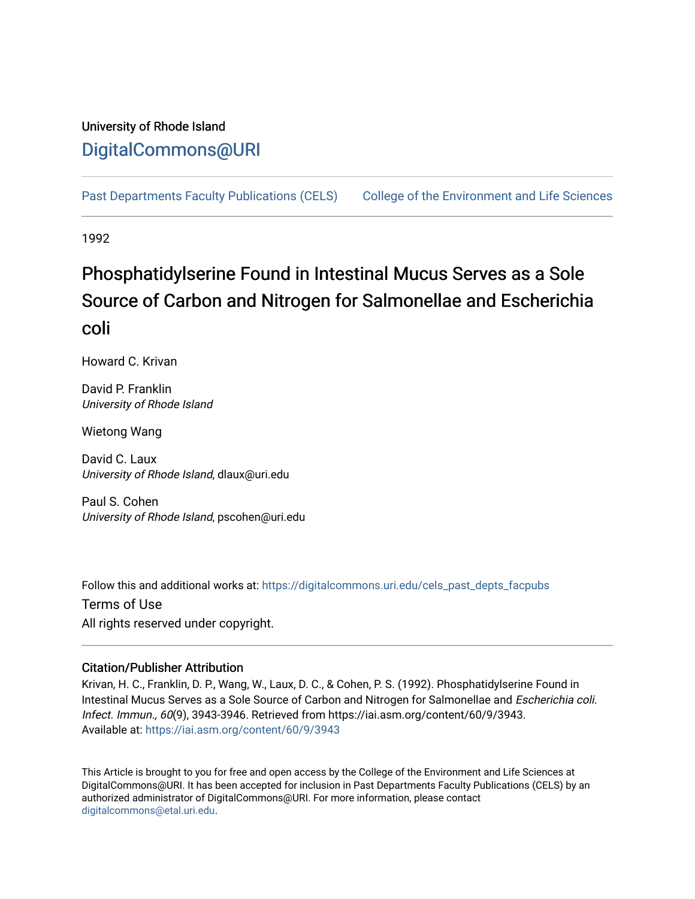University of Rhode Island

DigitalCommons@URI

Past Departments Faculty Publications (CELS) College of the Environment and Life Sciences

1992

# Phosphatidylserine Found in Intestinal Mucus Serves as a Sole Source of Carbon and Nitrogen for Salmonellae and Escherichia coli

Howard C. Krivan

David P. Franklin
*University of Rhode Island*

Wietong Wang

David C. Laux
*University of Rhode Island*, dlaux@uri.edu

Paul S. Cohen
*University of Rhode Island*, pscohen@uri.edu

Follow this and additional works at: https://digitalcommons.uri.edu/cels_past_depts_facpubs

Terms of Use

All rights reserved under copyright.

### Citation/Publisher Attribution

Krivan, H. C., Franklin, D. P., Wang, W., Laux, D. C., & Cohen, P. S. (1992). Phosphatidylserine Found in Intestinal Mucus Serves as a Sole Source of Carbon and Nitrogen for Salmonellae and *Escherichia coli*. *Infect. Immun., 60*(9), 3943-3946. Retrieved from https://iai.asm.org/content/60/9/3943.
Available at: https://iai.asm.org/content/60/9/3943

This Article is brought to you for free and open access by the College of the Environment and Life Sciences at DigitalCommons@URI. It has been accepted for inclusion in Past Departments Faculty Publications (CELS) by an authorized administrator of DigitalCommons@URI. For more information, please contact digitalcommons@etal.uri.edu.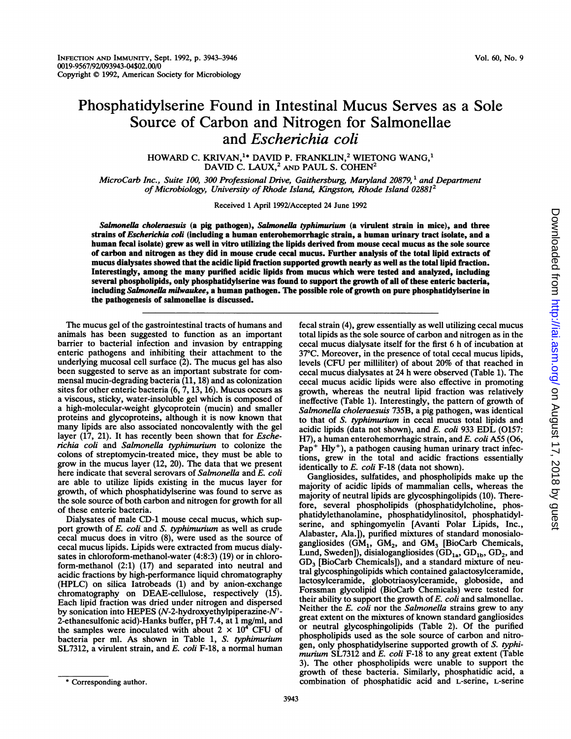# Phosphatidylserine Found in Intestinal Mucus Serves as a Sole Source of Carbon and Nitrogen for Salmonellae and *Escherichia coli*

HOWARD C. KRIVAN,[1]* DAVID P. FRANKLIN,[2] WIETONG WANG,[1] DAVID C. LAUX,[2] AND PAUL S. COHEN[2]

*MicroCarb Inc., Suite 100, 300 Professional Drive, Gaithersburg, Maryland 20879,[1] and Department of Microbiology, University of Rhode Island, Kingston, Rhode Island 02881[2]*

Received 1 April 1992/Accepted 24 June 1992

***Salmonella choleraesuis*** **(a pig pathogen),** ***Salmonella typhimurium*** **(a virulent strain in mice), and three strains of** ***Escherichia coli*** **(including a human enterohemorrhagic strain, a human urinary tract isolate, and a human fecal isolate) grew as well in vitro utilizing the lipids derived from mouse cecal mucus as the sole source of carbon and nitrogen as they did in mouse crude cecal mucus. Further analysis of the total lipid extracts of mucus dialysates showed that the acidic lipid fraction supported growth nearly as well as the total lipid fraction. Interestingly, among the many purified acidic lipids from mucus which were tested and analyzed, including several phospholipids, only phosphatidylserine was found to support the growth of all of these enteric bacteria, including** ***Salmonella milwaukee*****, a human pathogen. The possible role of growth on pure phosphatidylserine in the pathogenesis of salmonellae is discussed.**

---

The mucus gel of the gastrointestinal tracts of humans and animals has been suggested to function as an important barrier to bacterial infection and invasion by entrapping enteric pathogens and inhibiting their attachment to the underlying mucosal cell surface (2). The mucus gel has also been suggested to serve as an important substrate for commensal mucin-degrading bacteria (11, 18) and as colonization sites for other enteric bacteria (6, 7, 13, 16). Mucus occurs as a viscous, sticky, water-insoluble gel which is composed of a high-molecular-weight glycoprotein (mucin) and smaller proteins and glycoproteins, although it is now known that many lipids are also associated noncovalently with the gel layer (17, 21). It has recently been shown that for *Escherichia coli* and *Salmonella typhimurium* to colonize the colons of streptomycin-treated mice, they must be able to grow in the mucus layer (12, 20). The data that we present here indicate that several serovars of *Salmonella* and *E. coli* are able to utilize lipids existing in the mucus layer for growth, of which phosphatidylserine was found to serve as the sole source of both carbon and nitrogen for growth for all of these enteric bacteria.

Dialysates of male CD-1 mouse cecal mucus, which support growth of *E. coli* and *S. typhimurium* as well as crude cecal mucus does in vitro (8), were used as the source of cecal mucus lipids. Lipids were extracted from mucus dialysates in chloroform-methanol-water (4:8:3) (19) or in chloroform-methanol (2:1) (17) and separated into neutral and acidic fractions by high-performance liquid chromatography (HPLC) on silica Iatrobeads (1) and by anion-exchange chromatography on DEAE-cellulose, respectively (15). Each lipid fraction was dried under nitrogen and dispersed by sonication into HEPES (*N*-2-hydroxyethylpiperazine-*N'*-2-ethanesulfonic acid)-Hanks buffer, pH 7.4, at 1 mg/ml, and the samples were inoculated with about $2 \times 10^4$ CFU of bacteria per ml. As shown in Table 1, *S. typhimurium* SL7312, a virulent strain, and *E. coli* F-18, a normal human fecal strain (4), grew essentially as well utilizing cecal mucus total lipids as the sole source of carbon and nitrogen as in the cecal mucus dialysate itself for the first 6 h of incubation at 37°C. Moreover, in the presence of total cecal mucus lipids, levels (CFU per milliliter) of about 20% of that reached in cecal mucus dialysates at 24 h were observed (Table 1). The cecal mucus acidic lipids were also effective in promoting growth, whereas the neutral lipid fraction was relatively ineffective (Table 1). Interestingly, the pattern of growth of *Salmonella choleraesuis* 735B, a pig pathogen, was identical to that of *S. typhimurium* in cecal mucus total lipids and acidic lipids (data not shown), and *E. coli* 933 EDL (O157:H7), a human enterohemorrhagic strain, and *E. coli* A55 (O6, Pap$^+$ Hly$^+$), a pathogen causing human urinary tract infections, grew in the total and acidic fractions essentially identically to *E. coli* F-18 (data not shown).

Gangliosides, sulfatides, and phospholipids make up the majority of acidic lipids of mammalian cells, whereas the majority of neutral lipids are glycosphingolipids (10). Therefore, several phospholipids (phosphatidylcholine, phosphatidylethanolamine, phosphatidylinositol, phosphatidylserine, and sphingomyelin [Avanti Polar Lipids, Inc., Alabaster, Ala.]), purified mixtures of standard monosialogangliosides ($GM_1$, $GM_2$, and $GM_3$ [BioCarb Chemicals, Lund, Sweden]), disialogangliosides ($GD_{1a}$, $GD_{1b}$, $GD_2$, and $GD_3$ [BioCarb Chemicals]), and a standard mixture of neutral glycosphingolipids which contained galactosylceramide, lactosylceramide, globotriaosylceramide, globoside, and Forssman glycolipid (BioCarb Chemicals) were tested for their ability to support the growth of *E. coli* and salmonellae. Neither the *E. coli* nor the *Salmonella* strains grew to any great extent on the mixtures of known standard gangliosides or neutral glycosphingolipids (Table 2). Of the purified phospholipids used as the sole source of carbon and nitrogen, only phosphatidylserine supported growth of *S. typhimurium* SL7312 and *E. coli* F-18 to any great extent (Table 3). The other phospholipids were unable to support the growth of these bacteria. Similarly, phosphatidic acid, a combination of phosphatidic acid and L-serine, L-serine

\* Corresponding author.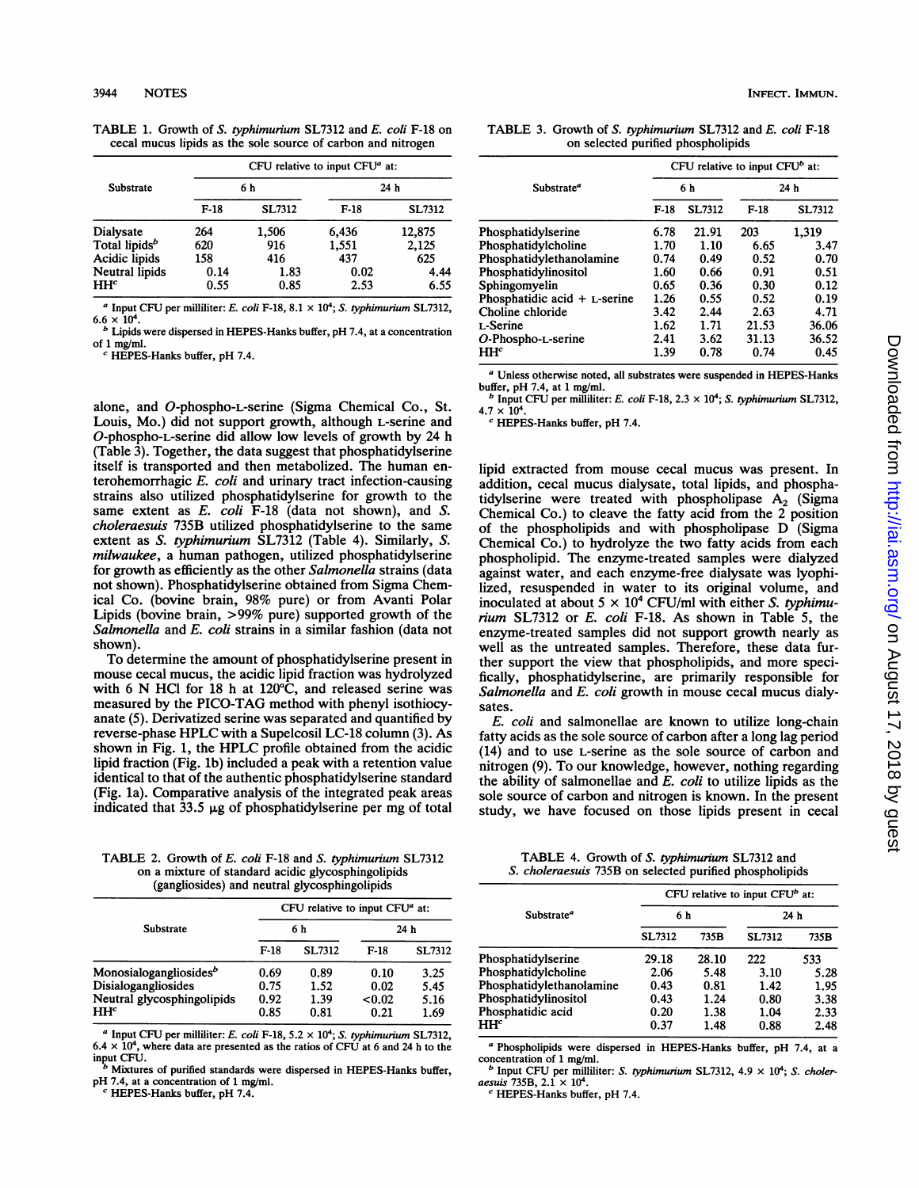TABLE 1. Growth of *S. typhimurium* SL7312 and *E. coli* F-18 on cecal mucus lipids as the sole source of carbon and nitrogen

| Substrate | CFU relative to input CFU[a] at: | | | |
|---|---|---|---|---|
| | 6 h | | 24 h | |
| | F-18 | SL7312 | F-18 | SL7312 |
| Dialysate | 264 | 1,506 | 6,436 | 12,875 |
| Total lipids[b] | 620 | 916 | 1,551 | 2,125 |
| Acidic lipids | 158 | 416 | 437 | 625 |
| Neutral lipids | 0.14 | 1.83 | 0.02 | 4.44 |
| HH[c] | 0.55 | 0.85 | 2.53 | 6.55 |

[a] Input CFU per milliliter: *E. coli* F-18, $8.1 \times 10^4$; *S. typhimurium* SL7312, $6.6 \times 10^4$.
[b] Lipids were dispersed in HEPES-Hanks buffer, pH 7.4, at a concentration of 1 mg/ml.
[c] HEPES-Hanks buffer, pH 7.4.

alone, and *O*-phospho-L-serine (Sigma Chemical Co., St. Louis, Mo.) did not support growth, although L-serine and *O*-phospho-L-serine did allow low levels of growth by 24 h (Table 3). Together, the data suggest that phosphatidylserine itself is transported and then metabolized. The human enterohemorrhagic *E. coli* and urinary tract infection-causing strains also utilized phosphatidylserine for growth to the same extent as *E. coli* F-18 (data not shown), and *S. choleraesuis* 735B utilized phosphatidylserine to the same extent as *S. typhimurium* SL7312 (Table 4). Similarly, *S. milwaukee*, a human pathogen, utilized phosphatidylserine for growth as efficiently as the other *Salmonella* strains (data not shown). Phosphatidylserine obtained from Sigma Chemical Co. (bovine brain, 98% pure) or from Avanti Polar Lipids (bovine brain, >99% pure) supported growth of the *Salmonella* and *E. coli* strains in a similar fashion (data not shown).

To determine the amount of phosphatidylserine present in mouse cecal mucus, the acidic lipid fraction was hydrolyzed with 6 N HCl for 18 h at 120°C, and released serine was measured by the PICO-TAG method with phenyl isothiocyanate (5). Derivatized serine was separated and quantified by reverse-phase HPLC with a Supelcosil LC-18 column (3). As shown in Fig. 1, the HPLC profile obtained from the acidic lipid fraction (Fig. 1b) included a peak with a retention value identical to that of the authentic phosphatidylserine standard (Fig. 1a). Comparative analysis of the integrated peak areas indicated that 33.5 μg of phosphatidylserine per mg of total

TABLE 2. Growth of *E. coli* F-18 and *S. typhimurium* SL7312 on a mixture of standard acidic glycosphingolipids (gangliosides) and neutral glycosphingolipids

| Substrate | CFU relative to input CFU[a] at: | | | |
|---|---|---|---|---|
| | 6 h | | 24 h | |
| | F-18 | SL7312 | F-18 | SL7312 |
| Monosialogangliosides[b] | 0.69 | 0.89 | 0.10 | 3.25 |
| Disialogangliosides | 0.75 | 1.52 | 0.02 | 5.45 |
| Neutral glycosphingolipids | 0.92 | 1.39 | <0.02 | 5.16 |
| HH[c] | 0.85 | 0.81 | 0.21 | 1.69 |

[a] Input CFU per milliliter: *E. coli* F-18, $5.2 \times 10^4$; *S. typhimurium* SL7312, $6.4 \times 10^4$, where data are presented as the ratios of CFU at 6 and 24 h to the input CFU.
[b] Mixtures of purified standards were dispersed in HEPES-Hanks buffer, pH 7.4, at a concentration of 1 mg/ml.
[c] HEPES-Hanks buffer, pH 7.4.

TABLE 3. Growth of *S. typhimurium* SL7312 and *E. coli* F-18 on selected purified phospholipids

| Substrate[a] | CFU relative to input CFU[b] at: | | | |
|---|---|---|---|---|
| | 6 h | | 24 h | |
| | F-18 | SL7312 | F-18 | SL7312 |
| Phosphatidylserine | 6.78 | 21.91 | 203 | 1,319 |
| Phosphatidylcholine | 1.70 | 1.10 | 6.65 | 3.47 |
| Phosphatidylethanolamine | 0.74 | 0.49 | 0.52 | 0.70 |
| Phosphatidylinositol | 1.60 | 0.66 | 0.91 | 0.51 |
| Sphingomyelin | 0.65 | 0.36 | 0.30 | 0.12 |
| Phosphatidic acid + L-serine | 1.26 | 0.55 | 0.52 | 0.19 |
| Choline chloride | 3.42 | 2.44 | 2.63 | 4.71 |
| L-Serine | 1.62 | 1.71 | 21.53 | 36.06 |
| *O*-Phospho-L-serine | 2.41 | 3.62 | 31.13 | 36.52 |
| HH[c] | 1.39 | 0.78 | 0.74 | 0.45 |

[a] Unless otherwise noted, all substrates were suspended in HEPES-Hanks buffer, pH 7.4, at 1 mg/ml.
[b] Input CFU per milliliter: *E. coli* F-18, $2.3 \times 10^4$; *S. typhimurium* SL7312, $4.7 \times 10^4$.
[c] HEPES-Hanks buffer, pH 7.4.

lipid extracted from mouse cecal mucus was present. In addition, cecal mucus dialysate, total lipids, and phosphatidylserine were treated with phospholipase $A_2$ (Sigma Chemical Co.) to cleave the fatty acid from the 2 position of the phospholipids and with phospholipase D (Sigma Chemical Co.) to hydrolyze the two fatty acids from each phospholipid. The enzyme-treated samples were dialyzed against water, and each enzyme-free dialysate was lyophilized, resuspended in water to its original volume, and inoculated at about $5 \times 10^4$ CFU/ml with either *S. typhimurium* SL7312 or *E. coli* F-18. As shown in Table 5, the enzyme-treated samples did not support growth nearly as well as the untreated samples. Therefore, these data further support the view that phospholipids, and more specifically, phosphatidylserine, are primarily responsible for *Salmonella* and *E. coli* growth in mouse cecal mucus dialysates.

*E. coli* and salmonellae are known to utilize long-chain fatty acids as the sole source of carbon after a long lag period (14) and to use L-serine as the sole source of carbon and nitrogen (9). To our knowledge, however, nothing regarding the ability of salmonellae and *E. coli* to utilize lipids as the sole source of carbon and nitrogen is known. In the present study, we have focused on those lipids present in cecal

TABLE 4. Growth of *S. typhimurium* SL7312 and *S. choleraesuis* 735B on selected purified phospholipids

| Substrate[a] | CFU relative to input CFU[b] at: | | | |
|---|---|---|---|---|
| | 6 h | | 24 h | |
| | SL7312 | 735B | SL7312 | 735B |
| Phosphatidylserine | 29.18 | 28.10 | 222 | 533 |
| Phosphatidylcholine | 2.06 | 5.48 | 3.10 | 5.28 |
| Phosphatidylethanolamine | 0.43 | 0.81 | 1.42 | 1.95 |
| Phosphatidylinositol | 0.43 | 1.24 | 0.80 | 3.38 |
| Phosphatidic acid | 0.20 | 1.38 | 1.04 | 2.33 |
| HH[c] | 0.37 | 1.48 | 0.88 | 2.48 |

[a] Phospholipids were dispersed in HEPES-Hanks buffer, pH 7.4, at a concentration of 1 mg/ml.
[b] Input CFU per milliliter: *S. typhimurium* SL7312, $4.9 \times 10^4$; *S. choleraesuis* 735B, $2.1 \times 10^4$.
[c] HEPES-Hanks buffer, pH 7.4.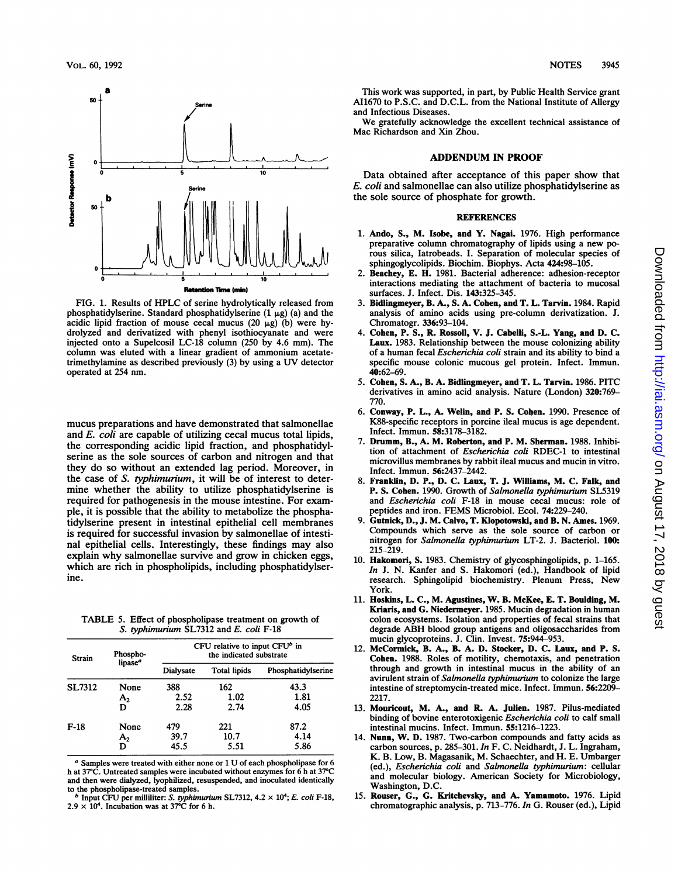FIG. 1. Results of HPLC of serine hydrolytically released from phosphatidylserine. Standard phosphatidylserine (1 μg) (a) and the acidic lipid fraction of mouse cecal mucus (20 μg) (b) were hydrolyzed and derivatized with phenyl isothiocyanate and were injected onto a Supelcosil LC-18 column (250 by 4.6 mm). The column was eluted with a linear gradient of ammonium acetate-trimethylamine as described previously (3) by using a UV detector operated at 254 nm.

mucus preparations and have demonstrated that salmonellae and *E. coli* are capable of utilizing cecal mucus total lipids, the corresponding acidic lipid fraction, and phosphatidylserine as the sole sources of carbon and nitrogen and that they do so without an extended lag period. Moreover, in the case of *S. typhimurium*, it will be of interest to determine whether the ability to utilize phosphatidylserine is required for pathogenesis in the mouse intestine. For example, it is possible that the ability to metabolize the phosphatidylserine present in intestinal epithelial cell membranes is required for successful invasion by salmonellae of intestinal epithelial cells. Interestingly, these findings may also explain why salmonellae survive and grow in chicken eggs, which are rich in phospholipids, including phosphatidylserine.

TABLE 5. Effect of phospholipase treatment on growth of *S. typhimurium* SL7312 and *E. coli* F-18

| Strain | Phospholipase[a] | CFU relative to input CFU[b] in the indicated substrate | | |
|---|---|---|---|---|
| | | Dialysate | Total lipids | Phosphatidylserine |
| SL7312 | None | 388 | 162 | 43.3 |
| | $A_2$ | 2.52 | 1.02 | 1.81 |
| | D | 2.28 | 2.74 | 4.05 |
| F-18 | None | 479 | 221 | 87.2 |
| | $A_2$ | 39.7 | 10.7 | 4.14 |
| | D | 45.5 | 5.51 | 5.86 |

[a] Samples were treated with either none or 1 U of each phospholipase for 6 h at 37°C. Untreated samples were incubated without enzymes for 6 h at 37°C and then were dialyzed, lyophilized, resuspended, and inoculated identically to the phospholipase-treated samples.

[b] Input CFU per milliliter: *S. typhimurium* SL7312, $4.2 \times 10^4$; *E. coli* F-18, $2.9 \times 10^4$. Incubation was at 37°C for 6 h.

This work was supported, in part, by Public Health Service grant AI1670 to P.S.C. and D.C.L. from the National Institute of Allergy and Infectious Diseases.

We gratefully acknowledge the excellent technical assistance of Mac Richardson and Xin Zhou.

## ADDENDUM IN PROOF

Data obtained after acceptance of this paper show that *E. coli* and salmonellae can also utilize phosphatidylserine as the sole source of phosphate for growth.

## REFERENCES

1. **Ando, S., M. Isobe, and Y. Nagai.** 1976. High performance preparative column chromatography of lipids using a new porous silica, Iatrobeads. I. Separation of molecular species of sphingoglycolipids. Biochim. Biophys. Acta **424:**98–105.
2. **Beachey, E. H.** 1981. Bacterial adherence: adhesion-receptor interactions mediating the attachment of bacteria to mucosal surfaces. J. Infect. Dis. **143:**325–345.
3. **Bidlingmeyer, B. A., S. A. Cohen, and T. L. Tarvin.** 1984. Rapid analysis of amino acids using pre-column derivatization. J. Chromatogr. **336:**93–104.
4. **Cohen, P. S., R. Rossoll, V. J. Cabelli, S.-L. Yang, and D. C. Laux.** 1983. Relationship between the mouse colonizing ability of a human fecal *Escherichia coli* strain and its ability to bind a specific mouse colonic mucous gel protein. Infect. Immun. **40:**62–69.
5. **Cohen, S. A., B. A. Bidlingmeyer, and T. L. Tarvin.** 1986. PITC derivatives in amino acid analysis. Nature (London) **320:**769–770.
6. **Conway, P. L., A. Welin, and P. S. Cohen.** 1990. Presence of K88-specific receptors in porcine ileal mucus is age dependent. Infect. Immun. **58:**3178–3182.
7. **Drumm, B., A. M. Roberton, and P. M. Sherman.** 1988. Inhibition of attachment of *Escherichia coli* RDEC-1 to intestinal microvillus membranes by rabbit ileal mucus and mucin in vitro. Infect. Immun. **56:**2437–2442.
8. **Franklin, D. P., D. C. Laux, T. J. Williams, M. C. Falk, and P. S. Cohen.** 1990. Growth of *Salmonella typhimurium* SL5319 and *Escherichia coli* F-18 in mouse cecal mucus: role of peptides and iron. FEMS Microbiol. Ecol. **74:**229–240.
9. **Gutnick, D., J. M. Calvo, T. Klopotowski, and B. N. Ames.** 1969. Compounds which serve as the sole source of carbon or nitrogen for *Salmonella typhimurium* LT-2. J. Bacteriol. **100:**215–219.
10. **Hakomori, S.** 1983. Chemistry of glycosphingolipids, p. 1–165. *In* J. N. Kanfer and S. Hakomori (ed.), Handbook of lipid research. Sphingolipid biochemistry. Plenum Press, New York.
11. **Hoskins, L. C., M. Agustines, W. B. McKee, E. T. Boulding, M. Kriaris, and G. Niedermeyer.** 1985. Mucin degradation in human colon ecosystems. Isolation and properties of fecal strains that degrade ABH blood group antigens and oligosaccharides from mucin glycoproteins. J. Clin. Invest. **75:**944–953.
12. **McCormick, B. A., B. A. D. Stocker, D. C. Laux, and P. S. Cohen.** 1988. Roles of motility, chemotaxis, and penetration through and growth in intestinal mucus in the ability of an avirulent strain of *Salmonella typhimurium* to colonize the large intestine of streptomycin-treated mice. Infect. Immun. **56:**2209–2217.
13. **Mouricout, M. A., and R. A. Julien.** 1987. Pilus-mediated binding of bovine enterotoxigenic *Escherichia coli* to calf small intestinal mucins. Infect. Immun. **55:**1216–1223.
14. **Nunn, W. D.** 1987. Two-carbon compounds and fatty acids as carbon sources, p. 285–301. *In* F. C. Neidhardt, J. L. Ingraham, K. B. Low, B. Magasanik, M. Schaechter, and H. E. Umbarger (ed.), *Escherichia coli* and *Salmonella typhimurium*: cellular and molecular biology. American Society for Microbiology, Washington, D.C.
15. **Rouser, G., G. Kritchevsky, and A. Yamamoto.** 1976. Lipid chromatographic analysis, p. 713–776. *In* G. Rouser (ed.), Lipid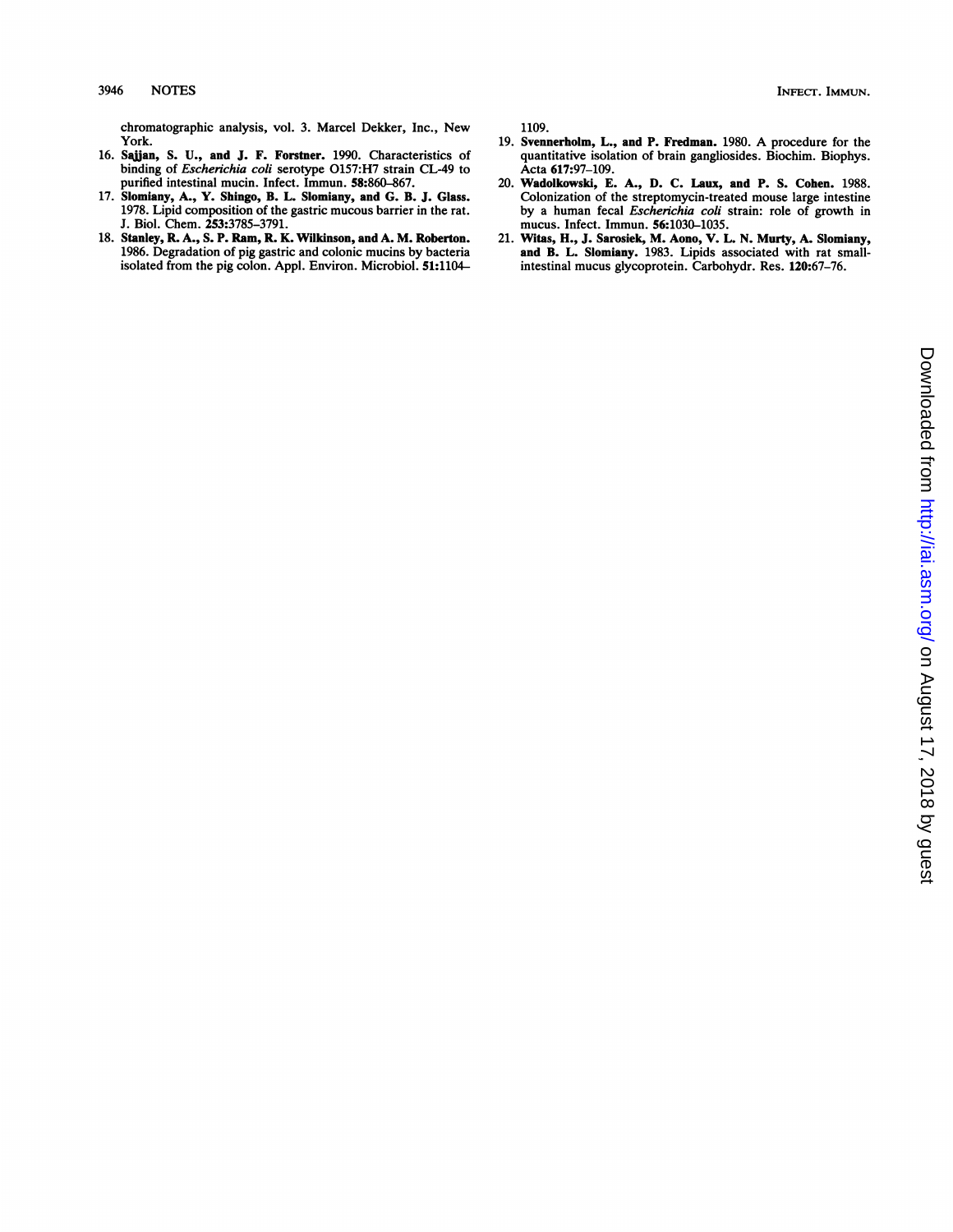chromatographic analysis, vol. 3. Marcel Dekker, Inc., New York.

16. **Sajjan, S. U., and J. F. Forstner.** 1990. Characteristics of binding of *Escherichia coli* serotype O157:H7 strain CL-49 to purified intestinal mucin. Infect. Immun. **58:**860–867.
17. **Slomiany, A., Y. Shingo, B. L. Slomiany, and G. B. J. Glass.** 1978. Lipid composition of the gastric mucous barrier in the rat. J. Biol. Chem. **253:**3785–3791.
18. **Stanley, R. A., S. P. Ram, R. K. Wilkinson, and A. M. Roberton.** 1986. Degradation of pig gastric and colonic mucins by bacteria isolated from the pig colon. Appl. Environ. Microbiol. **51:**1104–1109.
19. **Svennerholm, L., and P. Fredman.** 1980. A procedure for the quantitative isolation of brain gangliosides. Biochim. Biophys. Acta **617:**97–109.
20. **Wadolkowski, E. A., D. C. Laux, and P. S. Cohen.** 1988. Colonization of the streptomycin-treated mouse large intestine by a human fecal *Escherichia coli* strain: role of growth in mucus. Infect. Immun. **56:**1030–1035.
21. **Witas, H., J. Sarosiek, M. Aono, V. L. N. Murty, A. Slomiany, and B. L. Slomiany.** 1983. Lipids associated with rat small-intestinal mucus glycoprotein. Carbohydr. Res. **120:**67–76.